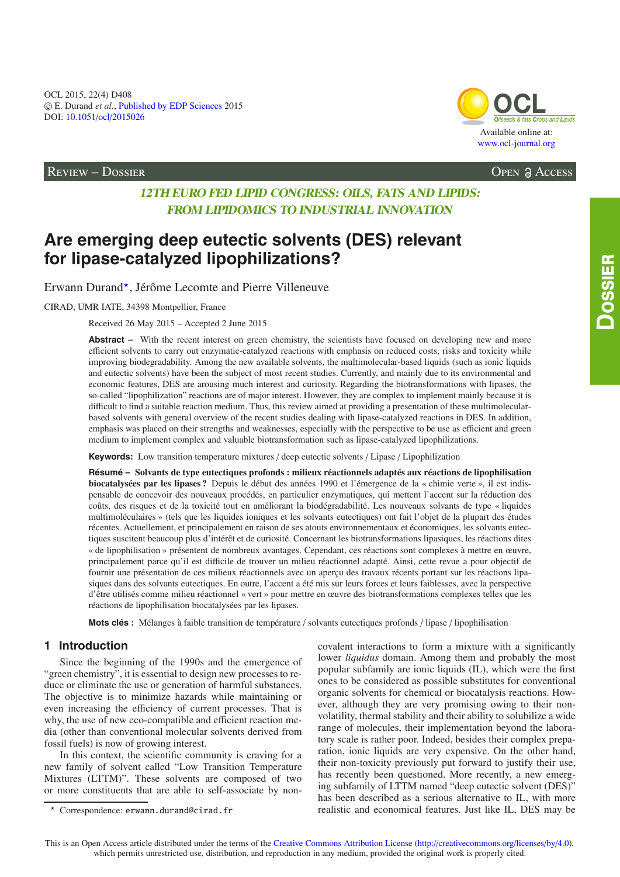REVIEW – DOSSIER

*12TH EURO FED LIPID CONGRESS: OILS, FATS AND LIPIDS: FROM LIPIDOMICS TO INDUSTRIAL INNOVATION*

# Are emerging deep eutectic solvents (DES) relevant for lipase-catalyzed lipophilizations?

Erwann Durand*, Jérôme Lecomte and Pierre Villeneuve

CIRAD, UMR IATE, 34398 Montpellier, France

Received 26 May 2015 – Accepted 2 June 2015

**Abstract –** With the recent interest on green chemistry, the scientists have focused on developing new and more efficient solvents to carry out enzymatic-catalyzed reactions with emphasis on reduced costs, risks and toxicity while improving biodegradability. Among the new available solvents, the multimolecular-based liquids (such as ionic liquids and eutectic solvents) have been the subject of most recent studies. Currently, and mainly due to its environmental and economic features, DES are arousing much interest and curiosity. Regarding the biotransformations with lipases, the so-called "lipophilization" reactions are of major interest. However, they are complex to implement mainly because it is difficult to find a suitable reaction medium. Thus, this review aimed at providing a presentation of these multimolecular-based solvents with general overview of the recent studies dealing with lipase-catalyzed reactions in DES. In addition, emphasis was placed on their strengths and weaknesses, especially with the perspective to be use as efficient and green medium to implement complex and valuable biotransformation such as lipase-catalyzed lipophilizations.

**Keywords:** Low transition temperature mixtures / deep eutectic solvents / Lipase / Lipophilization

**Résumé – Solvants de type eutectiques profonds : milieux réactionnels adaptés aux réactions de lipophilisation biocatalysées par les lipases ?** Depuis le début des années 1990 et l'émergence de la « chimie verte », il est indispensable de concevoir des nouveaux procédés, en particulier enzymatiques, qui mettent l'accent sur la réduction des coûts, des risques et de la toxicité tout en améliorant la biodégradabilité. Les nouveaux solvants de type « liquides multimoléculaires » (tels que les liquides ioniques et les solvants eutectiques) ont fait l'objet de la plupart des études récentes. Actuellement, et principalement en raison de ses atouts environnementaux et économiques, les solvants eutectiques suscitent beaucoup plus d'intérêt et de curiosité. Concernant les biotransformations lipasiques, les réactions dites « de lipophilisation » présentent de nombreux avantages. Cependant, ces réactions sont complexes à mettre en œuvre, principalement parce qu'il est difficile de trouver un milieu réactionnel adapté. Ainsi, cette revue a pour objectif de fournir une présentation de ces milieux réactionnels avec un aperçu des travaux récents portant sur les réactions lipasiques dans des solvants eutectiques. En outre, l'accent a été mis sur leurs forces et leurs faiblesses, avec la perspective d'être utilisés comme milieu réactionnel « vert » pour mettre en œuvre des biotransformations complexes telles que les réactions de lipophilisation biocatalysées par les lipases.

**Mots clés :** Mélanges à faible transition de température / solvants eutectiques profonds / lipase / lipophilisation

## 1 Introduction

Since the beginning of the 1990s and the emergence of "green chemistry", it is essential to design new processes to reduce or eliminate the use or generation of harmful substances. The objective is to minimize hazards while maintaining or even increasing the efficiency of current processes. That is why, the use of new eco-compatible and efficient reaction media (other than conventional molecular solvents derived from fossil fuels) is now of growing interest.

In this context, the scientific community is craving for a new family of solvent called "Low Transition Temperature Mixtures (LTTM)". These solvents are composed of two or more constituents that are able to self-associate by non-covalent interactions to form a mixture with a significantly lower *liquidus* domain. Among them and probably the most popular subfamily are ionic liquids (IL), which were the first ones to be considered as possible substitutes for conventional organic solvents for chemical or biocatalysis reactions. However, although they are very promising owing to their non-volatility, thermal stability and their ability to solubilize a wide range of molecules, their implementation beyond the laboratory scale is rather poor. Indeed, besides their complex preparation, ionic liquids are very expensive. On the other hand, their non-toxicity previously put forward to justify their use, has recently been questioned. More recently, a new emerging subfamily of LTTM named "deep eutectic solvent (DES)" has been described as a serious alternative to IL, with more realistic and economical features. Just like IL, DES may be

\* Correspondence: erwann.durand@cirad.fr

This is an Open Access article distributed under the terms of the Creative Commons Attribution License (http://creativecommons.org/licenses/by/4.0), which permits unrestricted use, distribution, and reproduction in any medium, provided the original work is properly cited.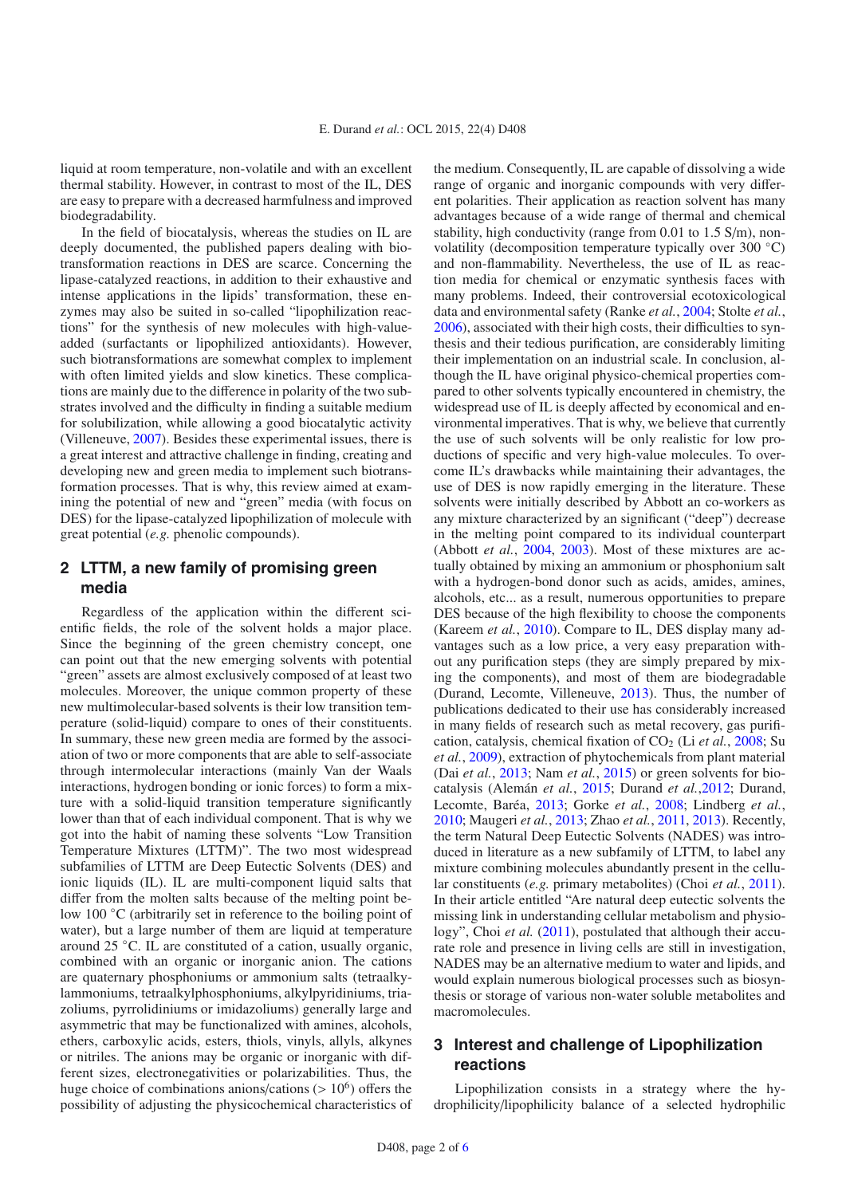liquid at room temperature, non-volatile and with an excellent thermal stability. However, in contrast to most of the IL, DES are easy to prepare with a decreased harmfulness and improved biodegradability.

In the field of biocatalysis, whereas the studies on IL are deeply documented, the published papers dealing with biotransformation reactions in DES are scarce. Concerning the lipase-catalyzed reactions, in addition to their exhaustive and intense applications in the lipids' transformation, these enzymes may also be suited in so-called "lipophilization reactions" for the synthesis of new molecules with high-value-added (surfactants or lipophilized antioxidants). However, such biotransformations are somewhat complex to implement with often limited yields and slow kinetics. These complications are mainly due to the difference in polarity of the two substrates involved and the difficulty in finding a suitable medium for solubilization, while allowing a good biocatalytic activity (Villeneuve, 2007). Besides these experimental issues, there is a great interest and attractive challenge in finding, creating and developing new and green media to implement such biotransformation processes. That is why, this review aimed at examining the potential of new and "green" media (with focus on DES) for the lipase-catalyzed lipophilization of molecule with great potential (*e.g.* phenolic compounds).

## 2 LTTM, a new family of promising green media

Regardless of the application within the different scientific fields, the role of the solvent holds a major place. Since the beginning of the green chemistry concept, one can point out that the new emerging solvents with potential "green" assets are almost exclusively composed of at least two molecules. Moreover, the unique common property of these new multimolecular-based solvents is their low transition temperature (solid-liquid) compare to ones of their constituents. In summary, these new green media are formed by the association of two or more components that are able to self-associate through intermolecular interactions (mainly Van der Waals interactions, hydrogen bonding or ionic forces) to form a mixture with a solid-liquid transition temperature significantly lower than that of each individual component. That is why we got into the habit of naming these solvents "Low Transition Temperature Mixtures (LTTM)". The two most widespread subfamilies of LTTM are Deep Eutectic Solvents (DES) and ionic liquids (IL). IL are multi-component liquid salts that differ from the molten salts because of the melting point below 100 °C (arbitrarily set in reference to the boiling point of water), but a large number of them are liquid at temperature around 25 °C. IL are constituted of a cation, usually organic, combined with an organic or inorganic anion. The cations are quaternary phosphoniums or ammonium salts (tetraalkylammoniums, tetraalkylphosphoniums, alkylpyridiniums, triazoliums, pyrrolidiniums or imidazoliums) generally large and asymmetric that may be functionalized with amines, alcohols, ethers, carboxylic acids, esters, thiols, vinyls, allyls, alkynes or nitriles. The anions may be organic or inorganic with different sizes, electronegativities or polarizabilities. Thus, the huge choice of combinations anions/cations ($> 10^6$) offers the possibility of adjusting the physicochemical characteristics of the medium. Consequently, IL are capable of dissolving a wide range of organic and inorganic compounds with very different polarities. Their application as reaction solvent has many advantages because of a wide range of thermal and chemical stability, high conductivity (range from 0.01 to 1.5 S/m), non-volatility (decomposition temperature typically over 300 °C) and non-flammability. Nevertheless, the use of IL as reaction media for chemical or enzymatic synthesis faces with many problems. Indeed, their controversial ecotoxicological data and environmental safety (Ranke *et al.*, 2004; Stolte *et al.*, 2006), associated with their high costs, their difficulties to synthesis and their tedious purification, are considerably limiting their implementation on an industrial scale. In conclusion, although the IL have original physico-chemical properties compared to other solvents typically encountered in chemistry, the widespread use of IL is deeply affected by ecological and environmental imperatives. That is why, we believe that currently the use of such solvents will be only realistic for low productions of specific and very high-value molecules. To overcome IL's drawbacks while maintaining their advantages, the use of DES is now rapidly emerging in the literature. These solvents were initially described by Abbott an co-workers as any mixture characterized by an significant ("deep") decrease in the melting point compared to its individual counterpart (Abbott *et al.*, 2004, 2003). Most of these mixtures are actually obtained by mixing an ammonium or phosphonium salt with a hydrogen-bond donor such as acids, amides, amines, alcohols, etc... as a result, numerous opportunities to prepare DES because of the high flexibility to choose the components (Kareem *et al.*, 2010). Compare to IL, DES display many advantages such as a low price, a very easy preparation without any purification steps (they are simply prepared by mixing the components), and most of them are biodegradable (Durand, Lecomte, Villeneuve, 2013). Thus, the number of publications dedicated to their use has considerably increased in many fields of research such as metal recovery, gas purification, catalysis, chemical fixation of $CO_2$ (Li *et al.*, 2008; Su *et al.*, 2009), extraction of phytochemicals from plant material (Dai *et al.*, 2013; Nam *et al.*, 2015) or green solvents for biocatalysis (Alemán *et al.*, 2015; Durand *et al.*,2012; Durand, Lecomte, Baréa, 2013; Gorke *et al.*, 2008; Lindberg *et al.*, 2010; Maugeri *et al.*, 2013; Zhao *et al.*, 2011, 2013). Recently, the term Natural Deep Eutectic Solvents (NADES) was introduced in literature as a new subfamily of LTTM, to label any mixture combining molecules abundantly present in the cellular constituents (*e.g.* primary metabolites) (Choi *et al.*, 2011). In their article entitled "Are natural deep eutectic solvents the missing link in understanding cellular metabolism and physiology", Choi *et al.* (2011), postulated that although their accurate role and presence in living cells are still in investigation, NADES may be an alternative medium to water and lipids, and would explain numerous biological processes such as biosynthesis or storage of various non-water soluble metabolites and macromolecules.

## 3 Interest and challenge of Lipophilization reactions

Lipophilization consists in a strategy where the hydrophilicity/lipophilicity balance of a selected hydrophilic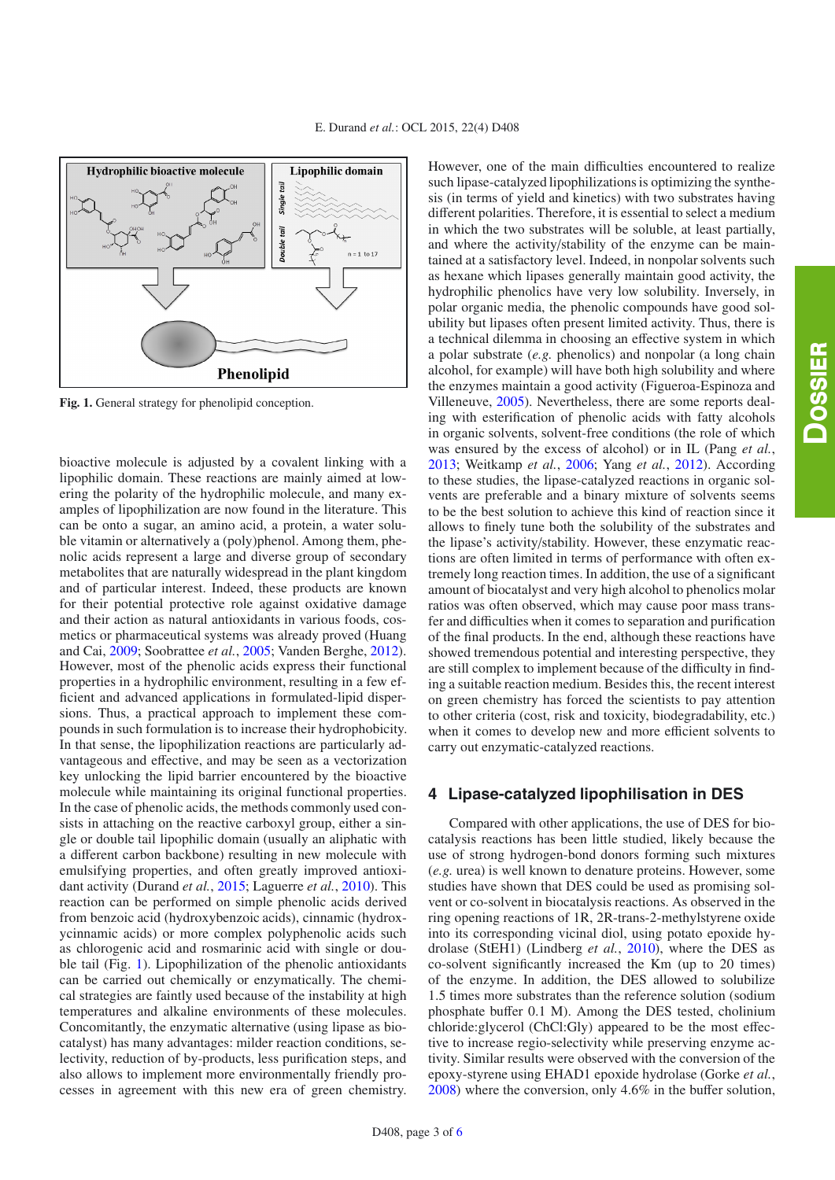**Fig. 1.** General strategy for phenolipid conception.

bioactive molecule is adjusted by a covalent linking with a lipophilic domain. These reactions are mainly aimed at lowering the polarity of the hydrophilic molecule, and many examples of lipophilization are now found in the literature. This can be onto a sugar, an amino acid, a protein, a water soluble vitamin or alternatively a (poly)phenol. Among them, phenolic acids represent a large and diverse group of secondary metabolites that are naturally widespread in the plant kingdom and of particular interest. Indeed, these products are known for their potential protective role against oxidative damage and their action as natural antioxidants in various foods, cosmetics or pharmaceutical systems was already proved (Huang and Cai, 2009; Soobrattee *et al.*, 2005; Vanden Berghe, 2012). However, most of the phenolic acids express their functional properties in a hydrophilic environment, resulting in a few efficient and advanced applications in formulated-lipid dispersions. Thus, a practical approach to implement these compounds in such formulation is to increase their hydrophobicity. In that sense, the lipophilization reactions are particularly advantageous and effective, and may be seen as a vectorization key unlocking the lipid barrier encountered by the bioactive molecule while maintaining its original functional properties. In the case of phenolic acids, the methods commonly used consists in attaching on the reactive carboxyl group, either a single or double tail lipophilic domain (usually an aliphatic with a different carbon backbone) resulting in new molecule with emulsifying properties, and often greatly improved antioxidant activity (Durand *et al.*, 2015; Laguerre *et al.*, 2010). This reaction can be performed on simple phenolic acids derived from benzoic acid (hydroxybenzoic acids), cinnamic (hydroxycinnamic acids) or more complex polyphenolic acids such as chlorogenic acid and rosmarinic acid with single or double tail (Fig. 1). Lipophilization of the phenolic antioxidants can be carried out chemically or enzymatically. The chemical strategies are faintly used because of the instability at high temperatures and alkaline environments of these molecules. Concomitantly, the enzymatic alternative (using lipase as biocatalyst) has many advantages: milder reaction conditions, selectivity, reduction of by-products, less purification steps, and also allows to implement more environmentally friendly processes in agreement with this new era of green chemistry. However, one of the main difficulties encountered to realize such lipase-catalyzed lipophilizations is optimizing the synthesis (in terms of yield and kinetics) with two substrates having different polarities. Therefore, it is essential to select a medium in which the two substrates will be soluble, at least partially, and where the activity/stability of the enzyme can be maintained at a satisfactory level. Indeed, in nonpolar solvents such as hexane which lipases generally maintain good activity, the hydrophilic phenolics have very low solubility. Inversely, in polar organic media, the phenolic compounds have good solubility but lipases often present limited activity. Thus, there is a technical dilemma in choosing an effective system in which a polar substrate (*e.g.* phenolics) and nonpolar (a long chain alcohol, for example) will have both high solubility and where the enzymes maintain a good activity (Figueroa-Espinoza and Villeneuve, 2005). Nevertheless, there are some reports dealing with esterification of phenolic acids with fatty alcohols in organic solvents, solvent-free conditions (the role of which was ensured by the excess of alcohol) or in IL (Pang *et al.*, 2013; Weitkamp *et al.*, 2006; Yang *et al.*, 2012). According to these studies, the lipase-catalyzed reactions in organic solvents are preferable and a binary mixture of solvents seems to be the best solution to achieve this kind of reaction since it allows to finely tune both the solubility of the substrates and the lipase's activity/stability. However, these enzymatic reactions are often limited in terms of performance with often extremely long reaction times. In addition, the use of a significant amount of biocatalyst and very high alcohol to phenolics molar ratios was often observed, which may cause poor mass transfer and difficulties when it comes to separation and purification of the final products. In the end, although these reactions have showed tremendous potential and interesting perspective, they are still complex to implement because of the difficulty in finding a suitable reaction medium. Besides this, the recent interest on green chemistry has forced the scientists to pay attention to other criteria (cost, risk and toxicity, biodegradability, etc.) when it comes to develop new and more efficient solvents to carry out enzymatic-catalyzed reactions.

## 4 Lipase-catalyzed lipophilisation in DES

Compared with other applications, the use of DES for biocatalysis reactions has been little studied, likely because the use of strong hydrogen-bond donors forming such mixtures (*e.g.* urea) is well known to denature proteins. However, some studies have shown that DES could be used as promising solvent or co-solvent in biocatalysis reactions. As observed in the ring opening reactions of 1R, 2R-trans-2-methylstyrene oxide into its corresponding vicinal diol, using potato epoxide hydrolase (StEH1) (Lindberg *et al.*, 2010), where the DES as co-solvent significantly increased the Km (up to 20 times) of the enzyme. In addition, the DES allowed to solubilize 1.5 times more substrates than the reference solution (sodium phosphate buffer 0.1 M). Among the DES tested, cholinium chloride:glycerol (ChCl:Gly) appeared to be the most effective to increase regio-selectivity while preserving enzyme activity. Similar results were observed with the conversion of the epoxy-styrene using EHAD1 epoxide hydrolase (Gorke *et al.*, 2008) where the conversion, only 4.6% in the buffer solution,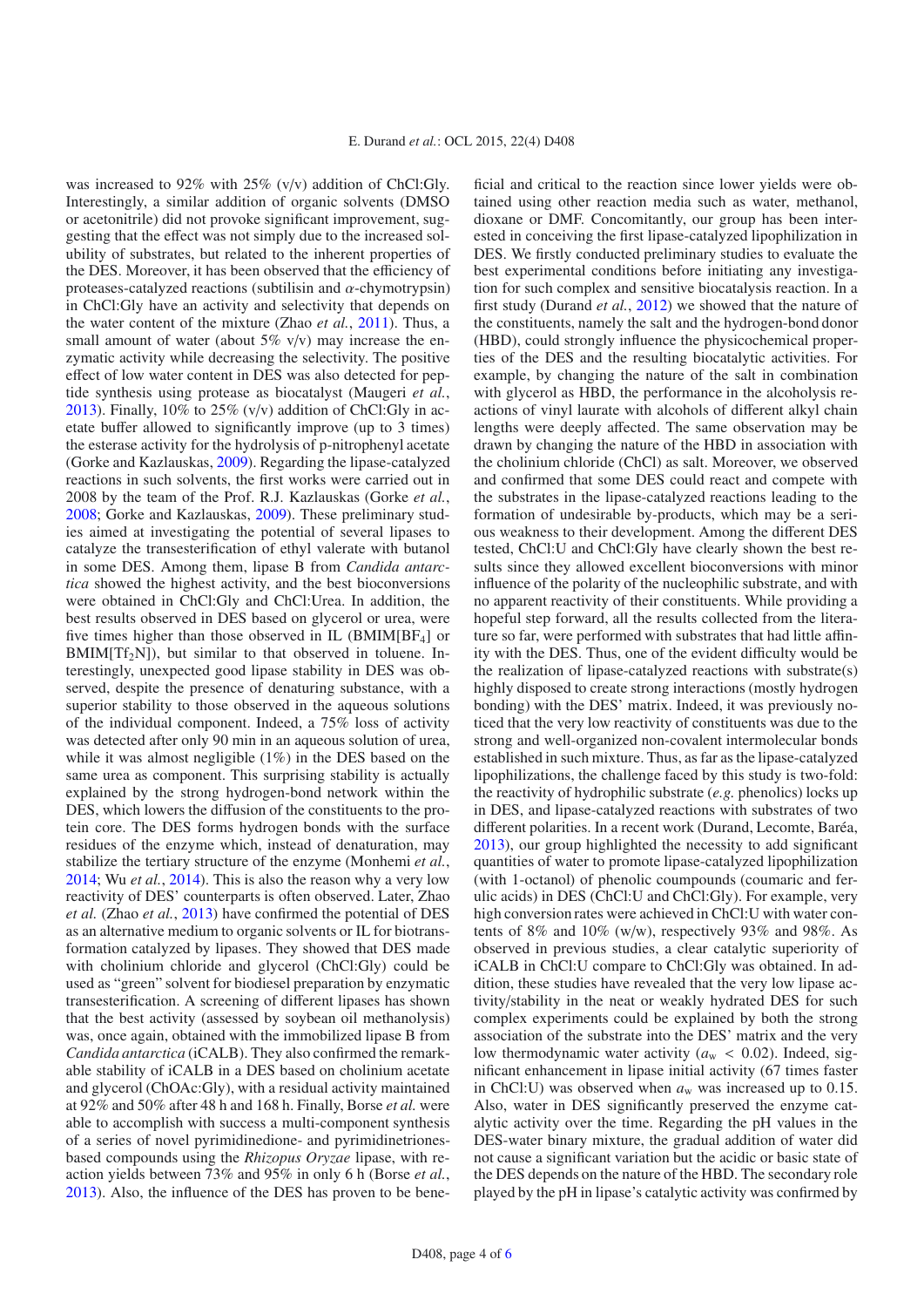was increased to 92% with 25% (v/v) addition of ChCl:Gly. Interestingly, a similar addition of organic solvents (DMSO or acetonitrile) did not provoke significant improvement, suggesting that the effect was not simply due to the increased solubility of substrates, but related to the inherent properties of the DES. Moreover, it has been observed that the efficiency of proteases-catalyzed reactions (subtilisin and $\alpha$-chymotrypsin) in ChCl:Gly have an activity and selectivity that depends on the water content of the mixture (Zhao *et al.*, 2011). Thus, a small amount of water (about 5% v/v) may increase the enzymatic activity while decreasing the selectivity. The positive effect of low water content in DES was also detected for peptide synthesis using protease as biocatalyst (Maugeri *et al.*, 2013). Finally, 10% to 25% (v/v) addition of ChCl:Gly in acetate buffer allowed to significantly improve (up to 3 times) the esterase activity for the hydrolysis of p-nitrophenyl acetate (Gorke and Kazlauskas, 2009). Regarding the lipase-catalyzed reactions in such solvents, the first works were carried out in 2008 by the team of the Prof. R.J. Kazlauskas (Gorke *et al.*, 2008; Gorke and Kazlauskas, 2009). These preliminary studies aimed at investigating the potential of several lipases to catalyze the transesterification of ethyl valerate with butanol in some DES. Among them, lipase B from *Candida antarctica* showed the highest activity, and the best bioconversions were obtained in ChCl:Gly and ChCl:Urea. In addition, the best results observed in DES based on glycerol or urea, were five times higher than those observed in IL (BMIM[$BF_4$] or BMIM[$Tf_2N$]), but similar to that observed in toluene. Interestingly, unexpected good lipase stability in DES was observed, despite the presence of denaturing substance, with a superior stability to those observed in the aqueous solutions of the individual component. Indeed, a 75% loss of activity was detected after only 90 min in an aqueous solution of urea, while it was almost negligible (1%) in the DES based on the same urea as component. This surprising stability is actually explained by the strong hydrogen-bond network within the DES, which lowers the diffusion of the constituents to the protein core. The DES forms hydrogen bonds with the surface residues of the enzyme which, instead of denaturation, may stabilize the tertiary structure of the enzyme (Monhemi *et al.*, 2014; Wu *et al.*, 2014). This is also the reason why a very low reactivity of DES' counterparts is often observed. Later, Zhao *et al.* (Zhao *et al.*, 2013) have confirmed the potential of DES as an alternative medium to organic solvents or IL for biotransformation catalyzed by lipases. They showed that DES made with cholinium chloride and glycerol (ChCl:Gly) could be used as "green" solvent for biodiesel preparation by enzymatic transesterification. A screening of different lipases has shown that the best activity (assessed by soybean oil methanolysis) was, once again, obtained with the immobilized lipase B from *Candida antarctica* (iCALB). They also confirmed the remarkable stability of iCALB in a DES based on cholinium acetate and glycerol (ChOAc:Gly), with a residual activity maintained at 92% and 50% after 48 h and 168 h. Finally, Borse *et al.* were able to accomplish with success a multi-component synthesis of a series of novel pyrimidinedione- and pyrimidinetriones-based compounds using the *Rhizopus Oryzae* lipase, with reaction yields between 73% and 95% in only 6 h (Borse *et al.*, 2013). Also, the influence of the DES has proven to be beneficial and critical to the reaction since lower yields were obtained using other reaction media such as water, methanol, dioxane or DMF. Concomitantly, our group has been interested in conceiving the first lipase-catalyzed lipophilization in DES. We firstly conducted preliminary studies to evaluate the best experimental conditions before initiating any investigation for such complex and sensitive biocatalysis reaction. In a first study (Durand *et al.*, 2012) we showed that the nature of the constituents, namely the salt and the hydrogen-bond donor (HBD), could strongly influence the physicochemical properties of the DES and the resulting biocatalytic activities. For example, by changing the nature of the salt in combination with glycerol as HBD, the performance in the alcoholysis reactions of vinyl laurate with alcohols of different alkyl chain lengths were deeply affected. The same observation may be drawn by changing the nature of the HBD in association with the cholinium chloride (ChCl) as salt. Moreover, we observed and confirmed that some DES could react and compete with the substrates in the lipase-catalyzed reactions leading to the formation of undesirable by-products, which may be a serious weakness to their development. Among the different DES tested, ChCl:U and ChCl:Gly have clearly shown the best results since they allowed excellent bioconversions with minor influence of the polarity of the nucleophilic substrate, and with no apparent reactivity of their constituents. While providing a hopeful step forward, all the results collected from the literature so far, were performed with substrates that had little affinity with the DES. Thus, one of the evident difficulty would be the realization of lipase-catalyzed reactions with substrate(s) highly disposed to create strong interactions (mostly hydrogen bonding) with the DES' matrix. Indeed, it was previously noticed that the very low reactivity of constituents was due to the strong and well-organized non-covalent intermolecular bonds established in such mixture. Thus, as far as the lipase-catalyzed lipophilizations, the challenge faced by this study is two-fold: the reactivity of hydrophilic substrate (*e.g.* phenolics) locks up in DES, and lipase-catalyzed reactions with substrates of two different polarities. In a recent work (Durand, Lecomte, Baréa, 2013), our group highlighted the necessity to add significant quantities of water to promote lipase-catalyzed lipophilization (with 1-octanol) of phenolic coumpounds (coumaric and ferulic acids) in DES (ChCl:U and ChCl:Gly). For example, very high conversion rates were achieved in ChCl:U with water contents of 8% and 10% (w/w), respectively 93% and 98%. As observed in previous studies, a clear catalytic superiority of iCALB in ChCl:U compare to ChCl:Gly was obtained. In addition, these studies have revealed that the very low lipase activity/stability in the neat or weakly hydrated DES for such complex experiments could be explained by both the strong association of the substrate into the DES' matrix and the very low thermodynamic water activity ($a_w < 0.02$). Indeed, significant enhancement in lipase initial activity (67 times faster in ChCl:U) was observed when $a_w$ was increased up to 0.15. Also, water in DES significantly preserved the enzyme catalytic activity over the time. Regarding the pH values in the DES-water binary mixture, the gradual addition of water did not cause a significant variation but the acidic or basic state of the DES depends on the nature of the HBD. The secondary role played by the pH in lipase's catalytic activity was confirmed by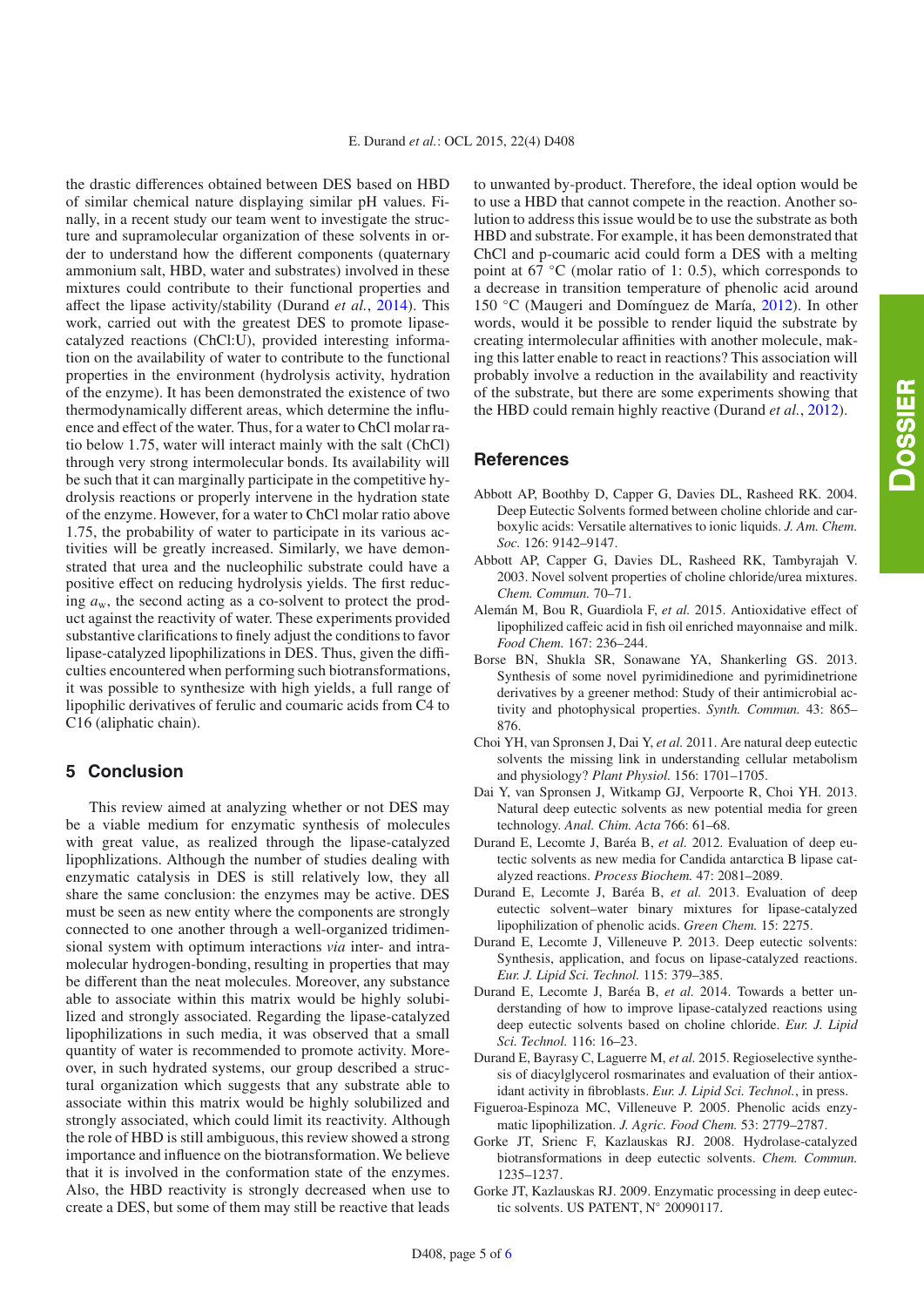the drastic differences obtained between DES based on HBD of similar chemical nature displaying similar pH values. Finally, in a recent study our team went to investigate the structure and supramolecular organization of these solvents in order to understand how the different components (quaternary ammonium salt, HBD, water and substrates) involved in these mixtures could contribute to their functional properties and affect the lipase activity/stability (Durand *et al.*, 2014). This work, carried out with the greatest DES to promote lipase-catalyzed reactions (ChCl:U), provided interesting information on the availability of water to contribute to the functional properties in the environment (hydrolysis activity, hydration of the enzyme). It has been demonstrated the existence of two thermodynamically different areas, which determine the influence and effect of the water. Thus, for a water to ChCl molar ratio below 1.75, water will interact mainly with the salt (ChCl) through very strong intermolecular bonds. Its availability will be such that it can marginally participate in the competitive hydrolysis reactions or properly intervene in the hydration state of the enzyme. However, for a water to ChCl molar ratio above 1.75, the probability of water to participate in its various activities will be greatly increased. Similarly, we have demonstrated that urea and the nucleophilic substrate could have a positive effect on reducing hydrolysis yields. The first reducing $a_w$, the second acting as a co-solvent to protect the product against the reactivity of water. These experiments provided substantive clarifications to finely adjust the conditions to favor lipase-catalyzed lipophilizations in DES. Thus, given the difficulties encountered when performing such biotransformations, it was possible to synthesize with high yields, a full range of lipophilic derivatives of ferulic and coumaric acids from C4 to C16 (aliphatic chain).

## 5 Conclusion

This review aimed at analyzing whether or not DES may be a viable medium for enzymatic synthesis of molecules with great value, as realized through the lipase-catalyzed lipophlizations. Although the number of studies dealing with enzymatic catalysis in DES is still relatively low, they all share the same conclusion: the enzymes may be active. DES must be seen as new entity where the components are strongly connected to one another through a well-organized tridimensional system with optimum interactions *via* inter- and intra-molecular hydrogen-bonding, resulting in properties that may be different than the neat molecules. Moreover, any substance able to associate within this matrix would be highly solubilized and strongly associated. Regarding the lipase-catalyzed lipophilizations in such media, it was observed that a small quantity of water is recommended to promote activity. Moreover, in such hydrated systems, our group described a structural organization which suggests that any substrate able to associate within this matrix would be highly solubilized and strongly associated, which could limit its reactivity. Although the role of HBD is still ambiguous, this review showed a strong importance and influence on the biotransformation. We believe that it is involved in the conformation state of the enzymes. Also, the HBD reactivity is strongly decreased when use to create a DES, but some of them may still be reactive that leads to unwanted by-product. Therefore, the ideal option would be to use a HBD that cannot compete in the reaction. Another solution to address this issue would be to use the substrate as both HBD and substrate. For example, it has been demonstrated that ChCl and p-coumaric acid could form a DES with a melting point at 67 °C (molar ratio of 1: 0.5), which corresponds to a decrease in transition temperature of phenolic acid around 150 °C (Maugeri and Domínguez de María, 2012). In other words, would it be possible to render liquid the substrate by creating intermolecular affinities with another molecule, making this latter enable to react in reactions? This association will probably involve a reduction in the availability and reactivity of the substrate, but there are some experiments showing that the HBD could remain highly reactive (Durand *et al.*, 2012).

## References

Abbott AP, Boothby D, Capper G, Davies DL, Rasheed RK. 2004. Deep Eutectic Solvents formed between choline chloride and carboxylic acids: Versatile alternatives to ionic liquids. *J. Am. Chem. Soc.* 126: 9142–9147.

Abbott AP, Capper G, Davies DL, Rasheed RK, Tambyrajah V. 2003. Novel solvent properties of choline chloride/urea mixtures. *Chem. Commun.* 70–71.

Alemán M, Bou R, Guardiola F, *et al.* 2015. Antioxidative effect of lipophilized caffeic acid in fish oil enriched mayonnaise and milk. *Food Chem.* 167: 236–244.

Borse BN, Shukla SR, Sonawane YA, Shankerling GS. 2013. Synthesis of some novel pyrimidinedione and pyrimidinetrione derivatives by a greener method: Study of their antimicrobial activity and photophysical properties. *Synth. Commun.* 43: 865–876.

Choi YH, van Spronsen J, Dai Y, *et al.* 2011. Are natural deep eutectic solvents the missing link in understanding cellular metabolism and physiology? *Plant Physiol.* 156: 1701–1705.

Dai Y, van Spronsen J, Witkamp GJ, Verpoorte R, Choi YH. 2013. Natural deep eutectic solvents as new potential media for green technology. *Anal. Chim. Acta* 766: 61–68.

Durand E, Lecomte J, Baréa B, *et al.* 2012. Evaluation of deep eutectic solvents as new media for Candida antarctica B lipase catalyzed reactions. *Process Biochem.* 47: 2081–2089.

Durand E, Lecomte J, Baréa B, *et al.* 2013. Evaluation of deep eutectic solvent–water binary mixtures for lipase-catalyzed lipophilization of phenolic acids. *Green Chem.* 15: 2275.

Durand E, Lecomte J, Villeneuve P. 2013. Deep eutectic solvents: Synthesis, application, and focus on lipase-catalyzed reactions. *Eur. J. Lipid Sci. Technol.* 115: 379–385.

Durand E, Lecomte J, Baréa B, *et al.* 2014. Towards a better understanding of how to improve lipase-catalyzed reactions using deep eutectic solvents based on choline chloride. *Eur. J. Lipid Sci. Technol.* 116: 16–23.

Durand E, Bayrasy C, Laguerre M, *et al.* 2015. Regioselective synthesis of diacylglycerol rosmarinates and evaluation of their antioxidant activity in fibroblasts. *Eur. J. Lipid Sci. Technol.*, in press.

Figueroa-Espinoza MC, Villeneuve P. 2005. Phenolic acids enzymatic lipophilization. *J. Agric. Food Chem.* 53: 2779–2787.

Gorke JT, Srienc F, Kazlauskas RJ. 2008. Hydrolase-catalyzed biotransformations in deep eutectic solvents. *Chem. Commun.* 1235–1237.

Gorke JT, Kazlauskas RJ. 2009. Enzymatic processing in deep eutectic solvents. US PATENT, N° 20090117.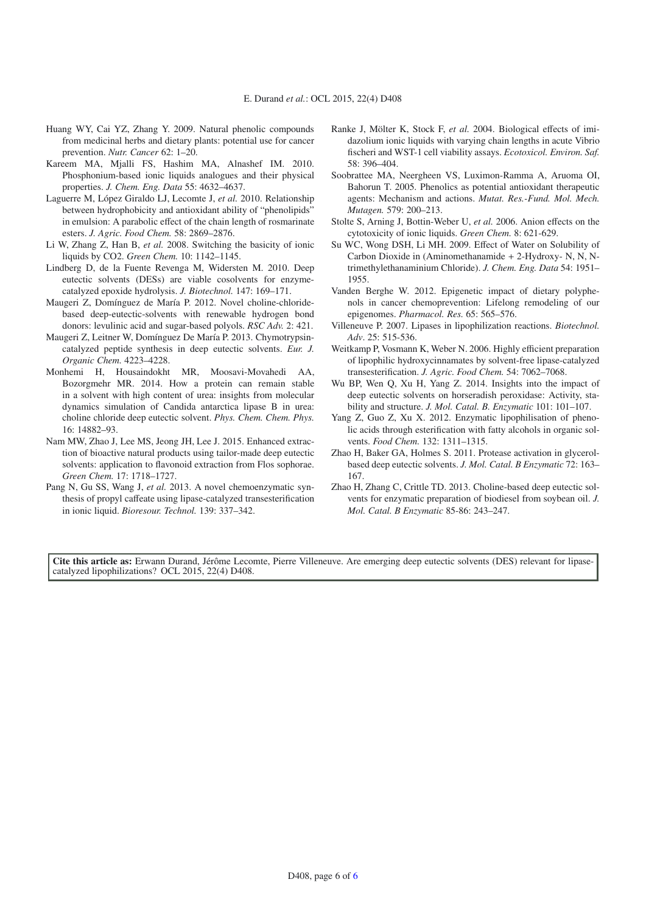Huang WY, Cai YZ, Zhang Y. 2009. Natural phenolic compounds from medicinal herbs and dietary plants: potential use for cancer prevention. *Nutr. Cancer* 62: 1–20.

Kareem MA, Mjalli FS, Hashim MA, Alnashef IM. 2010. Phosphonium-based ionic liquids analogues and their physical properties. *J. Chem. Eng. Data* 55: 4632–4637.

Laguerre M, López Giraldo LJ, Lecomte J, *et al.* 2010. Relationship between hydrophobicity and antioxidant ability of "phenolipids" in emulsion: A parabolic effect of the chain length of rosmarinate esters. *J. Agric. Food Chem.* 58: 2869–2876.

Li W, Zhang Z, Han B, *et al.* 2008. Switching the basicity of ionic liquids by CO2. *Green Chem.* 10: 1142–1145.

Lindberg D, de la Fuente Revenga M, Widersten M. 2010. Deep eutectic solvents (DESs) are viable cosolvents for enzyme-catalyzed epoxide hydrolysis. *J. Biotechnol.* 147: 169–171.

Maugeri Z, Domínguez de María P. 2012. Novel choline-chloride-based deep-eutectic-solvents with renewable hydrogen bond donors: levulinic acid and sugar-based polyols. *RSC Adv.* 2: 421.

Maugeri Z, Leitner W, Domínguez De María P. 2013. Chymotrypsin-catalyzed peptide synthesis in deep eutectic solvents. *Eur. J. Organic Chem.* 4223–4228.

Monhemi H, Housaindokht MR, Moosavi-Movahedi AA, Bozorgmehr MR. 2014. How a protein can remain stable in a solvent with high content of urea: insights from molecular dynamics simulation of Candida antarctica lipase B in urea: choline chloride deep eutectic solvent. *Phys. Chem. Chem. Phys.* 16: 14882–93.

Nam MW, Zhao J, Lee MS, Jeong JH, Lee J. 2015. Enhanced extraction of bioactive natural products using tailor-made deep eutectic solvents: application to flavonoid extraction from Flos sophorae. *Green Chem.* 17: 1718–1727.

Pang N, Gu SS, Wang J, *et al.* 2013. A novel chemoenzymatic synthesis of propyl caffeate using lipase-catalyzed transesterification in ionic liquid. *Bioresour. Technol.* 139: 337–342.

Ranke J, Mölter K, Stock F, *et al.* 2004. Biological effects of imidazolium ionic liquids with varying chain lengths in acute Vibrio fischeri and WST-1 cell viability assays. *Ecotoxicol. Environ. Saf.* 58: 396–404.

Soobrattee MA, Neergheen VS, Luximon-Ramma A, Aruoma OI, Bahorun T. 2005. Phenolics as potential antioxidant therapeutic agents: Mechanism and actions. *Mutat. Res.-Fund. Mol. Mech. Mutagen.* 579: 200–213.

Stolte S, Arning J, Bottin-Weber U, *et al.* 2006. Anion effects on the cytotoxicity of ionic liquids. *Green Chem.* 8: 621-629.

Su WC, Wong DSH, Li MH. 2009. Effect of Water on Solubility of Carbon Dioxide in (Aminomethanamide + 2-Hydroxy- N, N, N-trimethylethanaminium Chloride). *J. Chem. Eng. Data* 54: 1951–1955.

Vanden Berghe W. 2012. Epigenetic impact of dietary polyphenols in cancer chemoprevention: Lifelong remodeling of our epigenomes. *Pharmacol. Res.* 65: 565–576.

Villeneuve P. 2007. Lipases in lipophilization reactions. *Biotechnol. Adv*. 25: 515-536.

Weitkamp P, Vosmann K, Weber N. 2006. Highly efficient preparation of lipophilic hydroxycinnamates by solvent-free lipase-catalyzed transesterification. *J. Agric. Food Chem.* 54: 7062–7068.

Wu BP, Wen Q, Xu H, Yang Z. 2014. Insights into the impact of deep eutectic solvents on horseradish peroxidase: Activity, stability and structure. *J. Mol. Catal. B. Enzymatic* 101: 101–107.

Yang Z, Guo Z, Xu X. 2012. Enzymatic lipophilisation of phenolic acids through esterification with fatty alcohols in organic solvents. *Food Chem.* 132: 1311–1315.

Zhao H, Baker GA, Holmes S. 2011. Protease activation in glycerol-based deep eutectic solvents. *J. Mol. Catal. B Enzymatic* 72: 163–167.

Zhao H, Zhang C, Crittle TD. 2013. Choline-based deep eutectic solvents for enzymatic preparation of biodiesel from soybean oil. *J. Mol. Catal. B Enzymatic* 85-86: 243–247.

**Cite this article as:** Erwann Durand, Jérôme Lecomte, Pierre Villeneuve. Are emerging deep eutectic solvents (DES) relevant for lipase-catalyzed lipophilizations? OCL 2015, 22(4) D408.